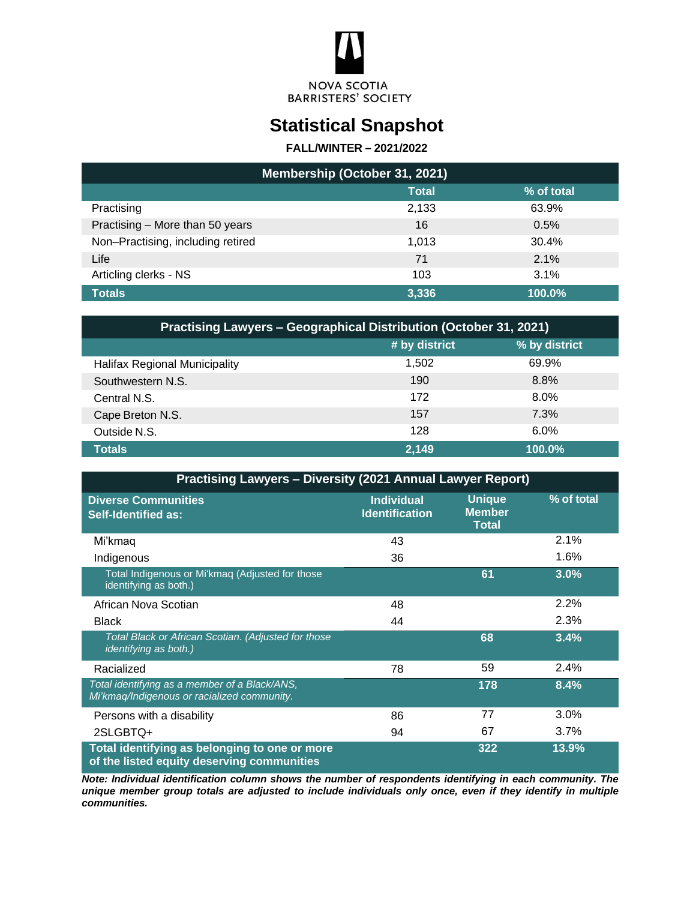NOVA SCOTIA
BARRISTERS' SOCIETY

# Statistical Snapshot

**FALL/WINTER – 2021/2022**

| Membership (October 31, 2021) | | |
|---|---|---|
| | **Total** | **% of total** |
| Practising | 2,133 | 63.9% |
| Practising – More than 50 years | 16 | 0.5% |
| Non–Practising, including retired | 1,013 | 30.4% |
| Life | 71 | 2.1% |
| Articling clerks - NS | 103 | 3.1% |
| **Totals** | **3,336** | **100.0%** |

| Practising Lawyers – Geographical Distribution (October 31, 2021) | | |
|---|---|---|
| | **# by district** | **% by district** |
| Halifax Regional Municipality | 1,502 | 69.9% |
| Southwestern N.S. | 190 | 8.8% |
| Central N.S. | 172 | 8.0% |
| Cape Breton N.S. | 157 | 7.3% |
| Outside N.S. | 128 | 6.0% |
| **Totals** | **2,149** | **100.0%** |

| Practising Lawyers – Diversity (2021 Annual Lawyer Report) | | | |
|---|---|---|---|
| **Diverse Communities Self-Identified as:** | **Individual Identification** | **Unique Member Total** | **% of total** |
| Mi'kmaq | 43 | | 2.1% |
| Indigenous | 36 | | 1.6% |
| Total Indigenous or Mi'kmaq (Adjusted for those identifying as both.) | | **61** | **3.0%** |
| African Nova Scotian | 48 | | 2.2% |
| Black | 44 | | 2.3% |
| *Total Black or African Scotian. (Adjusted for those identifying as both.)* | | **68** | **3.4%** |
| Racialized | 78 | 59 | 2.4% |
| *Total identifying as a member of a Black/ANS, Mi'kmaq/Indigenous or racialized community.* | | **178** | **8.4%** |
| Persons with a disability | 86 | 77 | 3.0% |
| 2SLGBTQ+ | 94 | 67 | 3.7% |
| **Total identifying as belonging to one or more of the listed equity deserving communities** | | **322** | **13.9%** |

***Note: Individual identification column shows the number of respondents identifying in each community. The unique member group totals are adjusted to include individuals only once, even if they identify in multiple communities.***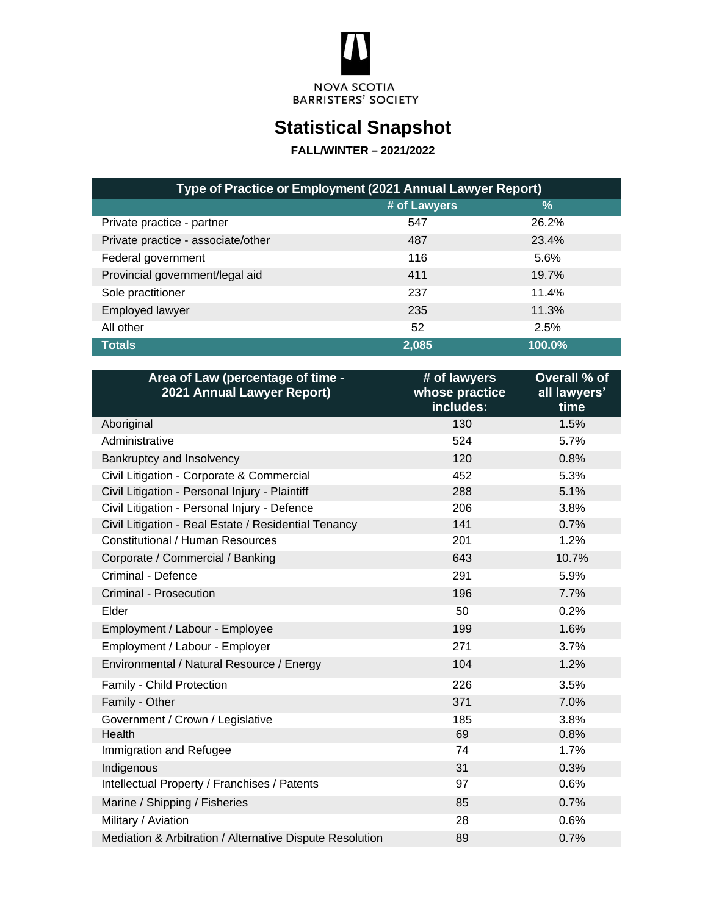NOVA SCOTIA BARRISTERS' SOCIETY

# Statistical Snapshot

**FALL/WINTER – 2021/2022**

| Type of Practice or Employment (2021 Annual Lawyer Report) | | |
|---|---|---|
| | # of Lawyers | % |
| Private practice - partner | 547 | 26.2% |
| Private practice - associate/other | 487 | 23.4% |
| Federal government | 116 | 5.6% |
| Provincial government/legal aid | 411 | 19.7% |
| Sole practitioner | 237 | 11.4% |
| Employed lawyer | 235 | 11.3% |
| All other | 52 | 2.5% |
| **Totals** | **2,085** | **100.0%** |

| Area of Law (percentage of time - 2021 Annual Lawyer Report) | # of lawyers whose practice includes: | Overall % of all lawyers' time |
|---|---|---|
| Aboriginal | 130 | 1.5% |
| Administrative | 524 | 5.7% |
| Bankruptcy and Insolvency | 120 | 0.8% |
| Civil Litigation - Corporate & Commercial | 452 | 5.3% |
| Civil Litigation - Personal Injury - Plaintiff | 288 | 5.1% |
| Civil Litigation - Personal Injury - Defence | 206 | 3.8% |
| Civil Litigation - Real Estate / Residential Tenancy | 141 | 0.7% |
| Constitutional / Human Resources | 201 | 1.2% |
| Corporate / Commercial / Banking | 643 | 10.7% |
| Criminal - Defence | 291 | 5.9% |
| Criminal - Prosecution | 196 | 7.7% |
| Elder | 50 | 0.2% |
| Employment / Labour - Employee | 199 | 1.6% |
| Employment / Labour - Employer | 271 | 3.7% |
| Environmental / Natural Resource / Energy | 104 | 1.2% |
| Family - Child Protection | 226 | 3.5% |
| Family - Other | 371 | 7.0% |
| Government / Crown / Legislative | 185 | 3.8% |
| Health | 69 | 0.8% |
| Immigration and Refugee | 74 | 1.7% |
| Indigenous | 31 | 0.3% |
| Intellectual Property / Franchises / Patents | 97 | 0.6% |
| Marine / Shipping / Fisheries | 85 | 0.7% |
| Military / Aviation | 28 | 0.6% |
| Mediation & Arbitration / Alternative Dispute Resolution | 89 | 0.7% |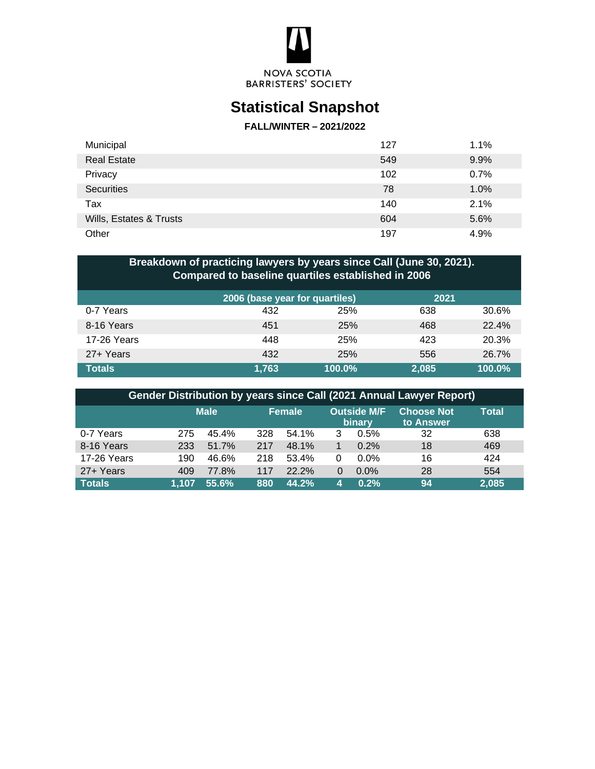NOVA SCOTIA
BARRISTERS' SOCIETY

# Statistical Snapshot

**FALL/WINTER – 2021/2022**

| | | |
|---|---|---|
| Municipal | 127 | 1.1% |
| Real Estate | 549 | 9.9% |
| Privacy | 102 | 0.7% |
| Securities | 78 | 1.0% |
| Tax | 140 | 2.1% |
| Wills, Estates & Trusts | 604 | 5.6% |
| Other | 197 | 4.9% |

**Breakdown of practicing lawyers by years since Call (June 30, 2021). Compared to baseline quartiles established in 2006**

| | 2006 (base year for quartiles) | | 2021 | |
|---|---|---|---|---|
| 0-7 Years | 432 | 25% | 638 | 30.6% |
| 8-16 Years | 451 | 25% | 468 | 22.4% |
| 17-26 Years | 448 | 25% | 423 | 20.3% |
| 27+ Years | 432 | 25% | 556 | 26.7% |
| **Totals** | **1,763** | **100.0%** | **2,085** | **100.0%** |

**Gender Distribution by years since Call (2021 Annual Lawyer Report)**

| | Male | | Female | | Outside M/F binary | | Choose Not to Answer | Total |
|---|---|---|---|---|---|---|---|---|
| 0-7 Years | 275 | 45.4% | 328 | 54.1% | 3 | 0.5% | 32 | 638 |
| 8-16 Years | 233 | 51.7% | 217 | 48.1% | 1 | 0.2% | 18 | 469 |
| 17-26 Years | 190 | 46.6% | 218 | 53.4% | 0 | 0.0% | 16 | 424 |
| 27+ Years | 409 | 77.8% | 117 | 22.2% | 0 | 0.0% | 28 | 554 |
| **Totals** | **1,107** | **55.6%** | **880** | **44.2%** | **4** | **0.2%** | **94** | **2,085** |